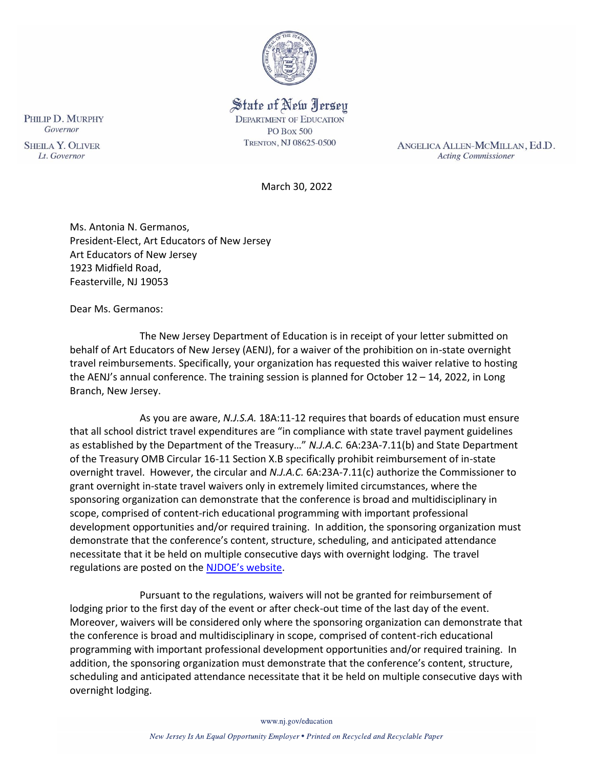PHILIP D. MURPHY
*Governor*

SHEILA Y. OLIVER
*Lt. Governor*

State of New Jersey
DEPARTMENT OF EDUCATION
PO Box 500
TRENTON, NJ 08625-0500

ANGELICA ALLEN-MCMILLAN, Ed.D.
*Acting Commissioner*

March 30, 2022

Ms. Antonia N. Germanos,
President-Elect, Art Educators of New Jersey
Art Educators of New Jersey
1923 Midfield Road,
Feasterville, NJ 19053

Dear Ms. Germanos:

The New Jersey Department of Education is in receipt of your letter submitted on behalf of Art Educators of New Jersey (AENJ), for a waiver of the prohibition on in-state overnight travel reimbursements. Specifically, your organization has requested this waiver relative to hosting the AENJ's annual conference. The training session is planned for October 12 – 14, 2022, in Long Branch, New Jersey.

As you are aware, *N.J.S.A.* 18A:11-12 requires that boards of education must ensure that all school district travel expenditures are "in compliance with state travel payment guidelines as established by the Department of the Treasury…" *N.J.A.C.* 6A:23A-7.11(b) and State Department of the Treasury OMB Circular 16-11 Section X.B specifically prohibit reimbursement of in-state overnight travel. However, the circular and *N.J.A.C.* 6A:23A-7.11(c) authorize the Commissioner to grant overnight in-state travel waivers only in extremely limited circumstances, where the sponsoring organization can demonstrate that the conference is broad and multidisciplinary in scope, comprised of content-rich educational programming with important professional development opportunities and/or required training. In addition, the sponsoring organization must demonstrate that the conference's content, structure, scheduling, and anticipated attendance necessitate that it be held on multiple consecutive days with overnight lodging. The travel regulations are posted on the NJDOE's website.

Pursuant to the regulations, waivers will not be granted for reimbursement of lodging prior to the first day of the event or after check-out time of the last day of the event. Moreover, waivers will be considered only where the sponsoring organization can demonstrate that the conference is broad and multidisciplinary in scope, comprised of content-rich educational programming with important professional development opportunities and/or required training. In addition, the sponsoring organization must demonstrate that the conference's content, structure, scheduling and anticipated attendance necessitate that it be held on multiple consecutive days with overnight lodging.

www.nj.gov/education

*New Jersey Is An Equal Opportunity Employer • Printed on Recycled and Recyclable Paper*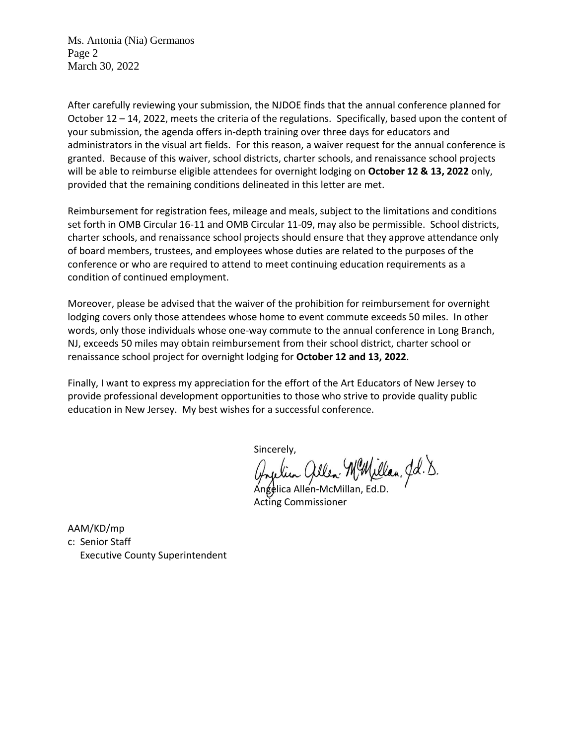After carefully reviewing your submission, the NJDOE finds that the annual conference planned for October 12 – 14, 2022, meets the criteria of the regulations. Specifically, based upon the content of your submission, the agenda offers in-depth training over three days for educators and administrators in the visual art fields. For this reason, a waiver request for the annual conference is granted. Because of this waiver, school districts, charter schools, and renaissance school projects will be able to reimburse eligible attendees for overnight lodging on **October 12 & 13, 2022** only, provided that the remaining conditions delineated in this letter are met.

Reimbursement for registration fees, mileage and meals, subject to the limitations and conditions set forth in OMB Circular 16-11 and OMB Circular 11-09, may also be permissible. School districts, charter schools, and renaissance school projects should ensure that they approve attendance only of board members, trustees, and employees whose duties are related to the purposes of the conference or who are required to attend to meet continuing education requirements as a condition of continued employment.

Moreover, please be advised that the waiver of the prohibition for reimbursement for overnight lodging covers only those attendees whose home to event commute exceeds 50 miles. In other words, only those individuals whose one-way commute to the annual conference in Long Branch, NJ, exceeds 50 miles may obtain reimbursement from their school district, charter school or renaissance school project for overnight lodging for **October 12 and 13, 2022**.

Finally, I want to express my appreciation for the effort of the Art Educators of New Jersey to provide professional development opportunities to those who strive to provide quality public education in New Jersey. My best wishes for a successful conference.

Sincerely,

Angelica Allen-McMillan, Ed.D.
Acting Commissioner

AAM/KD/mp
c: Senior Staff
Executive County Superintendent